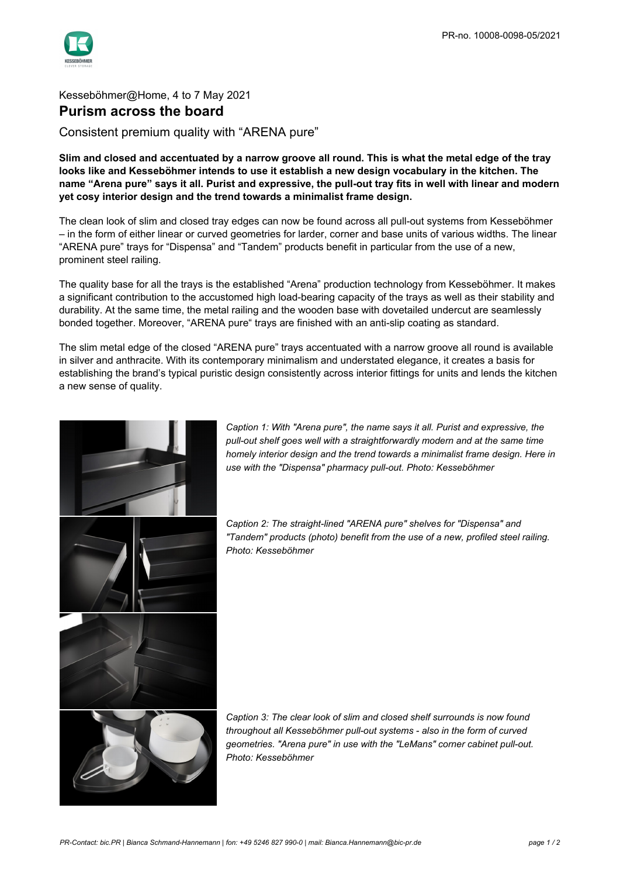PR-no. 10008-0098-05/2021

Kesseböhmer@Home, 4 to 7 May 2021

# Purism across the board

## Consistent premium quality with “ARENA pure”

**Slim and closed and accentuated by a narrow groove all round. This is what the metal edge of the tray looks like and Kesseböhmer intends to use it establish a new design vocabulary in the kitchen. The name “Arena pure” says it all. Purist and expressive, the pull-out tray fits in well with linear and modern yet cosy interior design and the trend towards a minimalist frame design.**

The clean look of slim and closed tray edges can now be found across all pull-out systems from Kesseböhmer – in the form of either linear or curved geometries for larder, corner and base units of various widths. The linear “ARENA pure” trays for “Dispensa” and “Tandem” products benefit in particular from the use of a new, prominent steel railing.

The quality base for all the trays is the established “Arena” production technology from Kesseböhmer. It makes a significant contribution to the accustomed high load-bearing capacity of the trays as well as their stability and durability. At the same time, the metal railing and the wooden base with dovetailed undercut are seamlessly bonded together. Moreover, “ARENA pure“ trays are finished with an anti-slip coating as standard.

The slim metal edge of the closed “ARENA pure” trays accentuated with a narrow groove all round is available in silver and anthracite. With its contemporary minimalism and understated elegance, it creates a basis for establishing the brand’s typical puristic design consistently across interior fittings for units and lends the kitchen a new sense of quality.

*Caption 1: With "Arena pure", the name says it all. Purist and expressive, the pull-out shelf goes well with a straightforwardly modern and at the same time homely interior design and the trend towards a minimalist frame design. Here in use with the "Dispensa" pharmacy pull-out. Photo: Kesseböhmer*

*Caption 2: The straight-lined "ARENA pure" shelves for "Dispensa" and "Tandem" products (photo) benefit from the use of a new, profiled steel railing. Photo: Kesseböhmer*

*Caption 3: The clear look of slim and closed shelf surrounds is now found throughout all Kesseböhmer pull-out systems - also in the form of curved geometries. "Arena pure" in use with the "LeMans" corner cabinet pull-out. Photo: Kesseböhmer*

*PR-Contact: bic.PR | Bianca Schmand-Hannemann | fon: +49 5246 827 990-0 | mail: Bianca.Hannemann@bic-pr.de*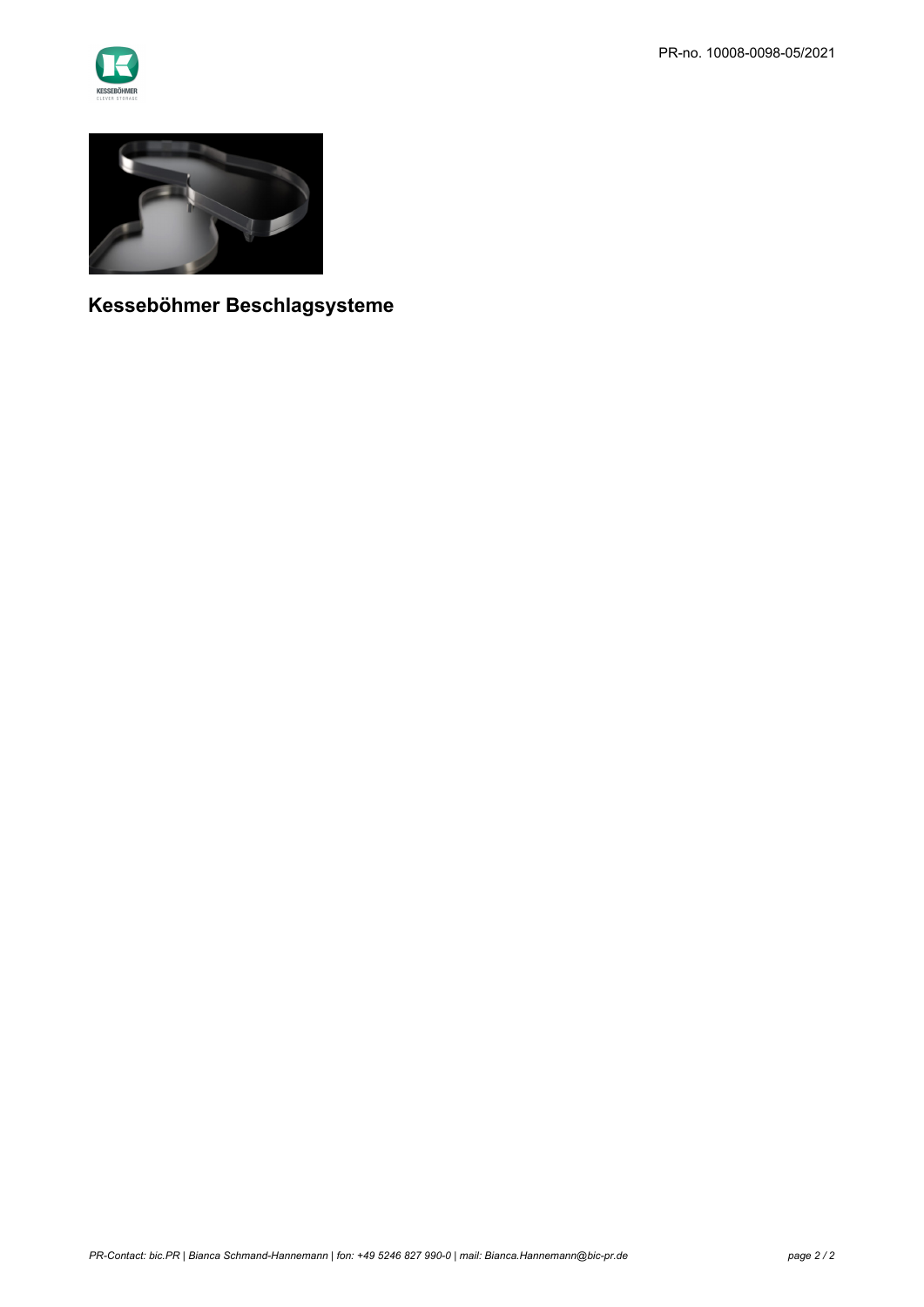PR-no. 10008-0098-05/2021

**Kesseböhmer Beschlagsysteme**

PR-Contact: bic.PR | Bianca Schmand-Hannemann | fon: +49 5246 827 990-0 | mail: Bianca.Hannemann@bic-pr.de